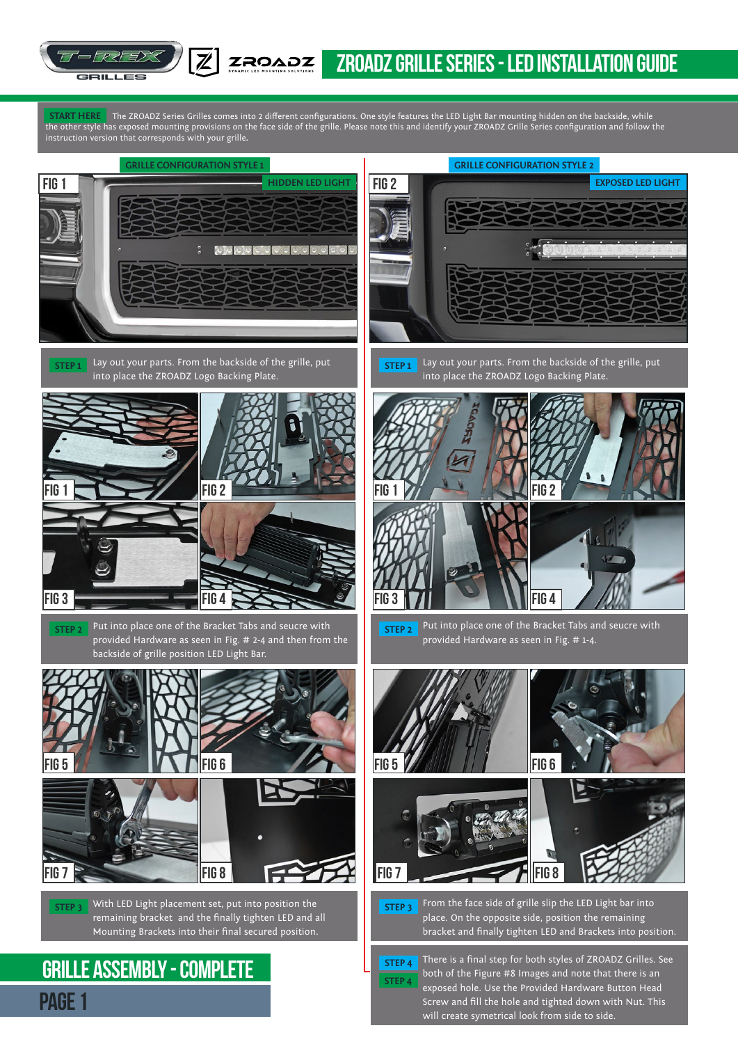# ZROADZ GRILLE SERIES - LED INSTALLATION GUIDE

**START HERE** The ZROADZ Series Grilles comes into 2 different configurations. One style features the LED Light Bar mounting hidden on the backside, while the other style has exposed mounting provisions on the face side of the grille. Please note this and identify your ZROADZ Grille Series configuration and follow the instruction version that corresponds with your grille.

## GRILLE CONFIGURATION STYLE 1

FIG 1 — HIDDEN LED LIGHT

**STEP 1** Lay out your parts. From the backside of the grille, put into place the ZROADZ Logo Backing Plate.

FIG 1, FIG 2, FIG 3, FIG 4

**STEP 2** Put into place one of the Bracket Tabs and seucre with provided Hardware as seen in Fig. # 2-4 and then from the backside of grille position LED Light Bar.

FIG 5, FIG 6, FIG 7, FIG 8

**STEP 3** With LED Light placement set, put into position the remaining bracket and the finally tighten LED and all Mounting Brackets into their final secured position.

## GRILLE CONFIGURATION STYLE 2

FIG 2 — EXPOSED LED LIGHT

**STEP 1** Lay out your parts. From the backside of the grille, put into place the ZROADZ Logo Backing Plate.

FIG 1, FIG 2, FIG 3, FIG 4

**STEP 2** Put into place one of the Bracket Tabs and seucre with provided Hardware as seen in Fig. # 1-4.

FIG 5, FIG 6, FIG 7, FIG 8

**STEP 3** From the face side of grille slip the LED Light bar into place. On the opposite side, position the remaining bracket and finally tighten LED and Brackets into position.

**STEP 4** **STEP 4** There is a final step for both styles of ZROADZ Grilles. See both of the Figure #8 Images and note that there is an exposed hole. Use the Provided Hardware Button Head Screw and fill the hole and tighted down with Nut. This will create symetrical look from side to side.

## GRILLE ASSEMBLY - COMPLETE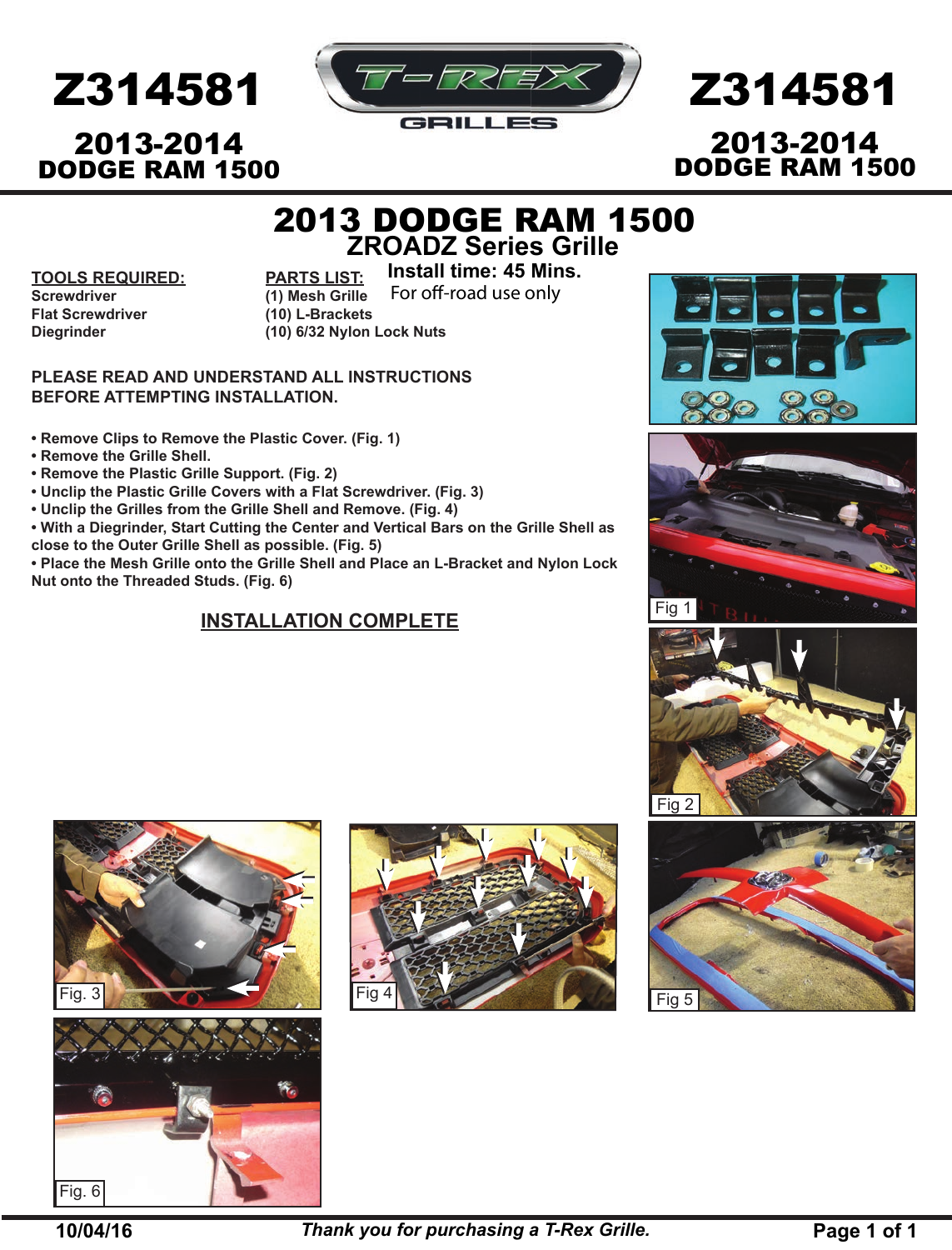# Z314581

## 2013-2014 DODGE RAM 1500

# 2013 DODGE RAM 1500

## ZROADZ Series Grille

**TOOLS REQUIRED:**
Screwdriver
Flat Screwdriver
Diegrinder

**PARTS LIST:**
(1) Mesh Grille
(10) L-Brackets
(10) 6/32 Nylon Lock Nuts

**Install time: 45 Mins.**
For off-road use only

**PLEASE READ AND UNDERSTAND ALL INSTRUCTIONS BEFORE ATTEMPTING INSTALLATION.**

- **Remove Clips to Remove the Plastic Cover. (Fig. 1)**
- **Remove the Grille Shell.**
- **Remove the Plastic Grille Support. (Fig. 2)**
- **Unclip the Plastic Grille Covers with a Flat Screwdriver. (Fig. 3)**
- **Unclip the Grilles from the Grille Shell and Remove. (Fig. 4)**
- **With a Diegrinder, Start Cutting the Center and Vertical Bars on the Grille Shell as close to the Outer Grille Shell as possible. (Fig. 5)**
- **Place the Mesh Grille onto the Grille Shell and Place an L-Bracket and Nylon Lock Nut onto the Threaded Studs. (Fig. 6)**

**INSTALLATION COMPLETE**

Fig 1

Fig 2

Fig. 3

Fig 4

Fig 5

Fig. 6

10/04/16

*Thank you for purchasing a T-Rex Grille.*